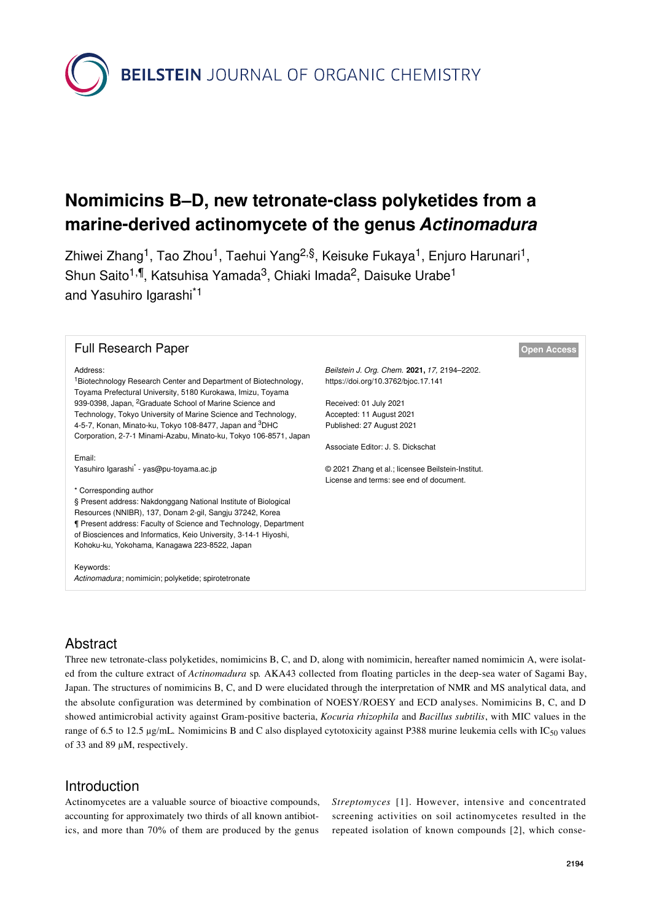# Nomimicins B–D, new tetronate-class polyketides from a marine-derived actinomycete of the genus *Actinomadura*

Zhiwei Zhang[1], Tao Zhou[1], Taehui Yang[2,§], Keisuke Fukaya[1], Enjuro Harunari[1], Shun Saito[1,¶], Katsuhisa Yamada[3], Chiaki Imada[2], Daisuke Urabe[1] and Yasuhiro Igarashi[*1]

## Full Research Paper

**Open Access**

Address:
[1]Biotechnology Research Center and Department of Biotechnology, Toyama Prefectural University, 5180 Kurokawa, Imizu, Toyama 939-0398, Japan, [2]Graduate School of Marine Science and Technology, Tokyo University of Marine Science and Technology, 4-5-7, Konan, Minato-ku, Tokyo 108-8477, Japan and [3]DHC Corporation, 2-7-1 Minami-Azabu, Minato-ku, Tokyo 106-8571, Japan

Email:
Yasuhiro Igarashi* - yas@pu-toyama.ac.jp

\* Corresponding author
§ Present address: Nakdonggang National Institute of Biological Resources (NNIBR), 137, Donam 2-gil, Sangju 37242, Korea
¶ Present address: Faculty of Science and Technology, Department of Biosciences and Informatics, Keio University, 3-14-1 Hiyoshi, Kohoku-ku, Yokohama, Kanagawa 223-8522, Japan

Keywords:
*Actinomadura*; nomimicin; polyketide; spirotetronate

*Beilstein J. Org. Chem.* **2021,** *17,* 2194–2202.
https://doi.org/10.3762/bjoc.17.141

Received: 01 July 2021
Accepted: 11 August 2021
Published: 27 August 2021

Associate Editor: J. S. Dickschat

© 2021 Zhang et al.; licensee Beilstein-Institut.
License and terms: see end of document.

## Abstract

Three new tetronate-class polyketides, nomimicins B, C, and D, along with nomimicin, hereafter named nomimicin A, were isolated from the culture extract of *Actinomadura* sp. AKA43 collected from floating particles in the deep-sea water of Sagami Bay, Japan. The structures of nomimicins B, C, and D were elucidated through the interpretation of NMR and MS analytical data, and the absolute configuration was determined by combination of NOESY/ROESY and ECD analyses. Nomimicins B, C, and D showed antimicrobial activity against Gram-positive bacteria, *Kocuria rhizophila* and *Bacillus subtilis*, with MIC values in the range of 6.5 to 12.5 µg/mL. Nomimicins B and C also displayed cytotoxicity against P388 murine leukemia cells with $IC_{50}$ values of 33 and 89 µM, respectively.

## Introduction

Actinomycetes are a valuable source of bioactive compounds, accounting for approximately two thirds of all known antibiotics, and more than 70% of them are produced by the genus *Streptomyces* [1]. However, intensive and concentrated screening activities on soil actinomycetes resulted in the repeated isolation of known compounds [2], which conse-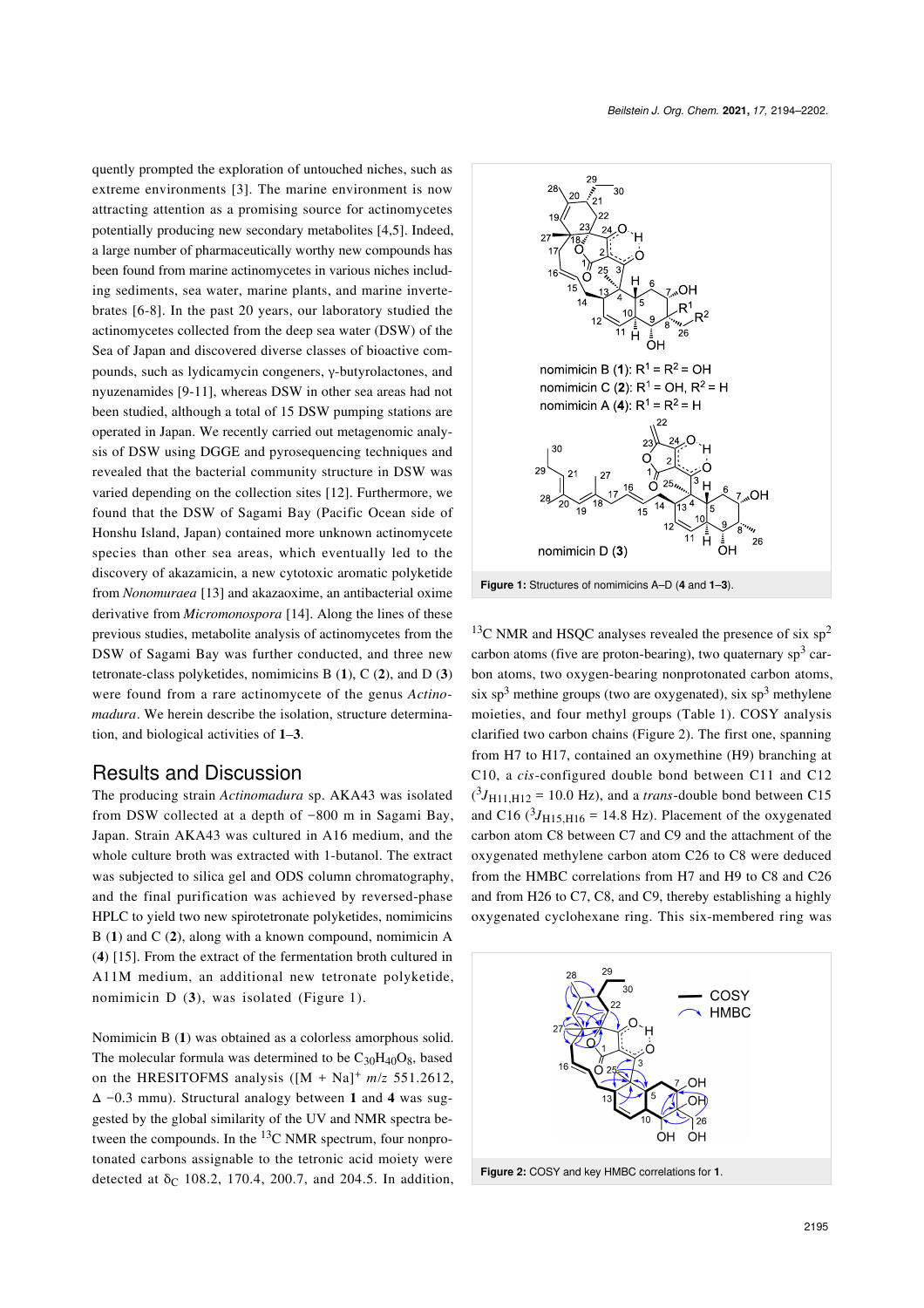quently prompted the exploration of untouched niches, such as extreme environments [3]. The marine environment is now attracting attention as a promising source for actinomycetes potentially producing new secondary metabolites [4,5]. Indeed, a large number of pharmaceutically worthy new compounds has been found from marine actinomycetes in various niches including sediments, sea water, marine plants, and marine invertebrates [6-8]. In the past 20 years, our laboratory studied the actinomycetes collected from the deep sea water (DSW) of the Sea of Japan and discovered diverse classes of bioactive compounds, such as lydicamycin congeners, γ-butyrolactones, and nyuzenamides [9-11], whereas DSW in other sea areas had not been studied, although a total of 15 DSW pumping stations are operated in Japan. We recently carried out metagenomic analysis of DSW using DGGE and pyrosequencing techniques and revealed that the bacterial community structure in DSW was varied depending on the collection sites [12]. Furthermore, we found that the DSW of Sagami Bay (Pacific Ocean side of Honshu Island, Japan) contained more unknown actinomycete species than other sea areas, which eventually led to the discovery of akazamicin, a new cytotoxic aromatic polyketide from *Nonomuraea* [13] and akazaoxime, an antibacterial oxime derivative from *Micromonospora* [14]. Along the lines of these previous studies, metabolite analysis of actinomycetes from the DSW of Sagami Bay was further conducted, and three new tetronate-class polyketides, nomimicins B (**1**), C (**2**), and D (**3**) were found from a rare actinomycete of the genus *Actinomadura*. We herein describe the isolation, structure determination, and biological activities of **1**–**3**.

## Results and Discussion

The producing strain *Actinomadura* sp. AKA43 was isolated from DSW collected at a depth of −800 m in Sagami Bay, Japan. Strain AKA43 was cultured in A16 medium, and the whole culture broth was extracted with 1-butanol. The extract was subjected to silica gel and ODS column chromatography, and the final purification was achieved by reversed-phase HPLC to yield two new spirotetronate polyketides, nomimicins B (**1**) and C (**2**), along with a known compound, nomimicin A (**4**) [15]. From the extract of the fermentation broth cultured in A11M medium, an additional new tetronate polyketide, nomimicin D (**3**), was isolated (Figure 1).

Nomimicin B (**1**) was obtained as a colorless amorphous solid. The molecular formula was determined to be $C_{30}H_{40}O_8$, based on the HRESITOFMS analysis ($[M + Na]^+$ *m*/*z* 551.2612, Δ −0.3 mmu). Structural analogy between **1** and **4** was suggested by the global similarity of the UV and NMR spectra between the compounds. In the $^{13}C$ NMR spectrum, four nonprotonated carbons assignable to the tetronic acid moiety were detected at $\delta_C$ 108.2, 170.4, 200.7, and 204.5. In addition,

**Figure 1:** Structures of nomimicins A–D (**4** and **1**–**3**).

$^{13}C$ NMR and HSQC analyses revealed the presence of six $sp^2$ carbon atoms (five are proton-bearing), two quaternary $sp^3$ carbon atoms, two oxygen-bearing nonprotonated carbon atoms, six $sp^3$ methine groups (two are oxygenated), six $sp^3$ methylene moieties, and four methyl groups (Table 1). COSY analysis clarified two carbon chains (Figure 2). The first one, spanning from H7 to H17, contained an oxymethine (H9) branching at C10, a *cis*-configured double bond between C11 and C12 ($^3J_{H11,H12}$ = 10.0 Hz), and a *trans*-double bond between C15 and C16 ($^3J_{H15,H16}$ = 14.8 Hz). Placement of the oxygenated carbon atom C8 between C7 and C9 and the attachment of the oxygenated methylene carbon atom C26 to C8 were deduced from the HMBC correlations from H7 and H9 to C8 and C26 and from H26 to C7, C8, and C9, thereby establishing a highly oxygenated cyclohexane ring. This six-membered ring was

**Figure 2:** COSY and key HMBC correlations for **1**.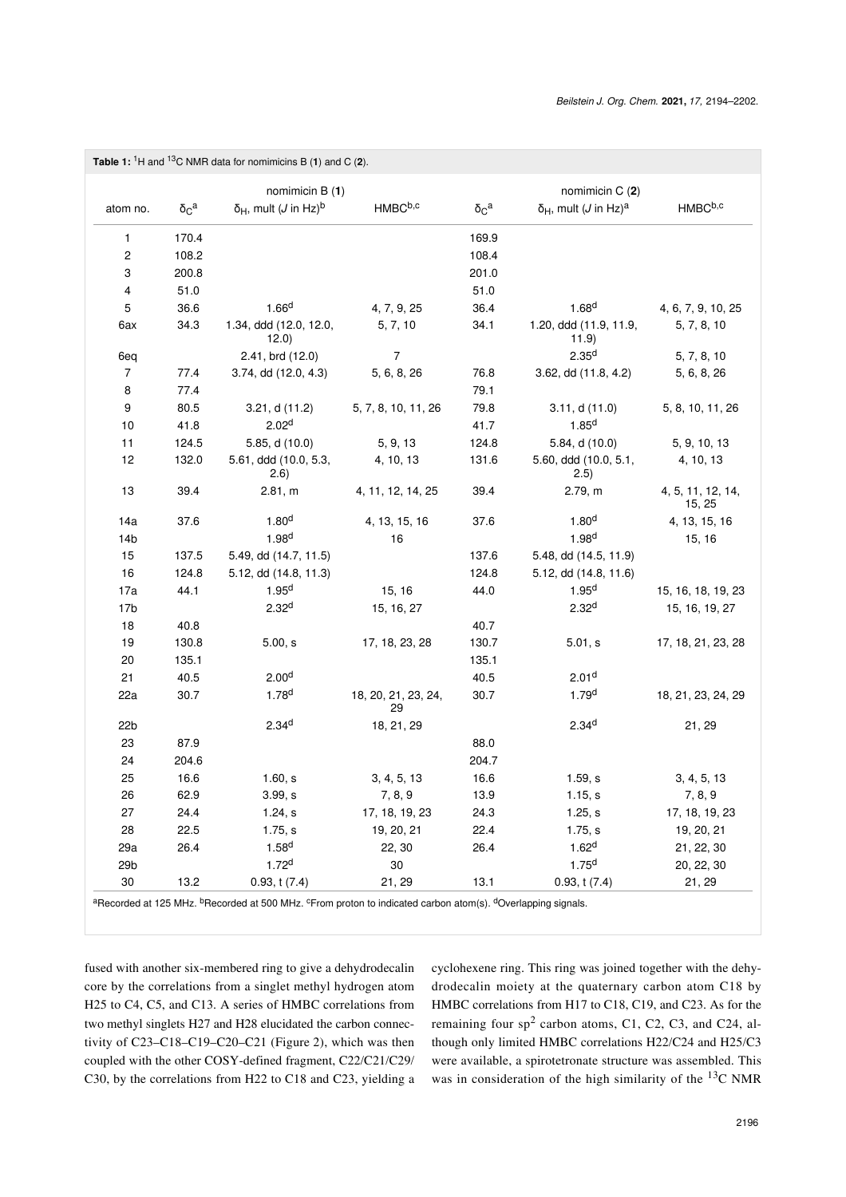**Table 1:** $^{1}H$ and $^{13}C$ NMR data for nomimicins B (**1**) and C (**2**).

| atom no. | nomimicin B (**1**) | | | nomimicin C (**2**) | | |
|---|---|---|---|---|---|---|
| | $\delta_C$[a] | $\delta_H$, mult ($J$ in Hz)[b] | HMBC[b,c] | $\delta_C$[a] | $\delta_H$, mult ($J$ in Hz)[a] | HMBC[b,c] |
| 1 | 170.4 | | | 169.9 | | |
| 2 | 108.2 | | | 108.4 | | |
| 3 | 200.8 | | | 201.0 | | |
| 4 | 51.0 | | | 51.0 | | |
| 5 | 36.6 | 1.66[d] | 4, 7, 9, 25 | 36.4 | 1.68[d] | 4, 6, 7, 9, 10, 25 |
| 6ax | 34.3 | 1.34, ddd (12.0, 12.0, 12.0) | 5, 7, 10 | 34.1 | 1.20, ddd (11.9, 11.9, 11.9) | 5, 7, 8, 10 |
| 6eq | | 2.41, brd (12.0) | 7 | | 2.35[d] | 5, 7, 8, 10 |
| 7 | 77.4 | 3.74, dd (12.0, 4.3) | 5, 6, 8, 26 | 76.8 | 3.62, dd (11.8, 4.2) | 5, 6, 8, 26 |
| 8 | 77.4 | | | 79.1 | | |
| 9 | 80.5 | 3.21, d (11.2) | 5, 7, 8, 10, 11, 26 | 79.8 | 3.11, d (11.0) | 5, 8, 10, 11, 26 |
| 10 | 41.8 | 2.02[d] | | 41.7 | 1.85[d] | |
| 11 | 124.5 | 5.85, d (10.0) | 5, 9, 13 | 124.8 | 5.84, d (10.0) | 5, 9, 10, 13 |
| 12 | 132.0 | 5.61, ddd (10.0, 5.3, 2.6) | 4, 10, 13 | 131.6 | 5.60, ddd (10.0, 5.1, 2.5) | 4, 10, 13 |
| 13 | 39.4 | 2.81, m | 4, 11, 12, 14, 25 | 39.4 | 2.79, m | 4, 5, 11, 12, 14, 15, 25 |
| 14a | 37.6 | 1.80[d] | 4, 13, 15, 16 | 37.6 | 1.80[d] | 4, 13, 15, 16 |
| 14b | | 1.98[d] | 16 | | 1.98[d] | 15, 16 |
| 15 | 137.5 | 5.49, dd (14.7, 11.5) | | 137.6 | 5.48, dd (14.5, 11.9) | |
| 16 | 124.8 | 5.12, dd (14.8, 11.3) | | 124.8 | 5.12, dd (14.8, 11.6) | |
| 17a | 44.1 | 1.95[d] | 15, 16 | 44.0 | 1.95[d] | 15, 16, 18, 19, 23 |
| 17b | | 2.32[d] | 15, 16, 27 | | 2.32[d] | 15, 16, 19, 27 |
| 18 | 40.8 | | | 40.7 | | |
| 19 | 130.8 | 5.00, s | 17, 18, 23, 28 | 130.7 | 5.01, s | 17, 18, 21, 23, 28 |
| 20 | 135.1 | | | 135.1 | | |
| 21 | 40.5 | 2.00[d] | | 40.5 | 2.01[d] | |
| 22a | 30.7 | 1.78[d] | 18, 20, 21, 23, 24, 29 | 30.7 | 1.79[d] | 18, 21, 23, 24, 29 |
| 22b | | 2.34[d] | 18, 21, 29 | | 2.34[d] | 21, 29 |
| 23 | 87.9 | | | 88.0 | | |
| 24 | 204.6 | | | 204.7 | | |
| 25 | 16.6 | 1.60, s | 3, 4, 5, 13 | 16.6 | 1.59, s | 3, 4, 5, 13 |
| 26 | 62.9 | 3.99, s | 7, 8, 9 | 13.9 | 1.15, s | 7, 8, 9 |
| 27 | 24.4 | 1.24, s | 17, 18, 19, 23 | 24.3 | 1.25, s | 17, 18, 19, 23 |
| 28 | 22.5 | 1.75, s | 19, 20, 21 | 22.4 | 1.75, s | 19, 20, 21 |
| 29a | 26.4 | 1.58[d] | 22, 30 | 26.4 | 1.62[d] | 21, 22, 30 |
| 29b | | 1.72[d] | 30 | | 1.75[d] | 20, 22, 30 |
| 30 | 13.2 | 0.93, t (7.4) | 21, 29 | 13.1 | 0.93, t (7.4) | 21, 29 |

[a]Recorded at 125 MHz. [b]Recorded at 500 MHz. [c]From proton to indicated carbon atom(s). [d]Overlapping signals.

fused with another six-membered ring to give a dehydrodecalin core by the correlations from a singlet methyl hydrogen atom H25 to C4, C5, and C13. A series of HMBC correlations from two methyl singlets H27 and H28 elucidated the carbon connectivity of C23–C18–C19–C20–C21 (Figure 2), which was then coupled with the other COSY-defined fragment, C22/C21/C29/C30, by the correlations from H22 to C18 and C23, yielding a cyclohexene ring. This ring was joined together with the dehydrodecalin moiety at the quaternary carbon atom C18 by HMBC correlations from H17 to C18, C19, and C23. As for the remaining four $sp^2$ carbon atoms, C1, C2, C3, and C24, although only limited HMBC correlations H22/C24 and H25/C3 were available, a spirotetronate structure was assembled. This was in consideration of the high similarity of the $^{13}C$ NMR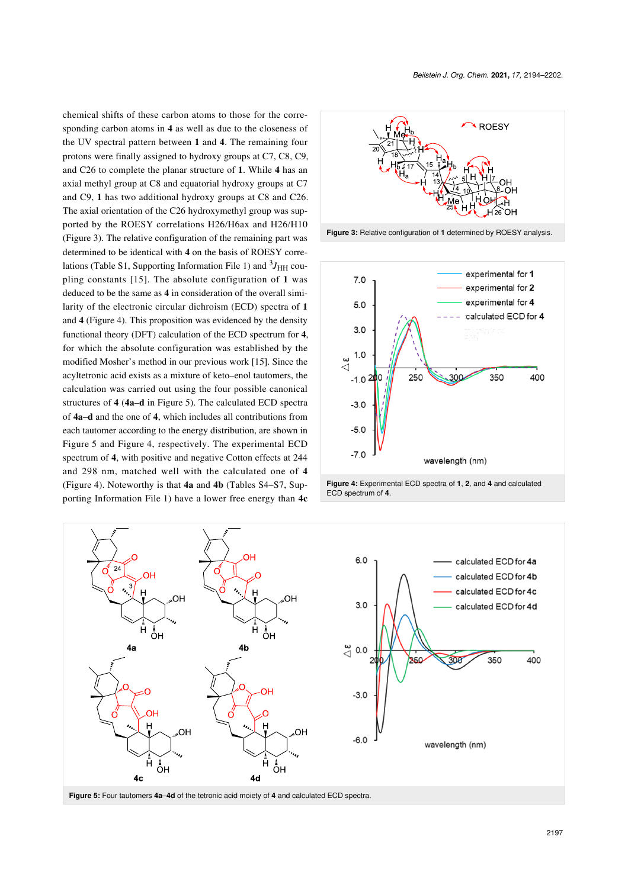chemical shifts of these carbon atoms to those for the corresponding carbon atoms in **4** as well as due to the closeness of the UV spectral pattern between **1** and **4**. The remaining four protons were finally assigned to hydroxy groups at C7, C8, C9, and C26 to complete the planar structure of **1**. While **4** has an axial methyl group at C8 and equatorial hydroxy groups at C7 and C9, **1** has two additional hydroxy groups at C8 and C26. The axial orientation of the C26 hydroxymethyl group was supported by the ROESY correlations H26/H6ax and H26/H10 (Figure 3). The relative configuration of the remaining part was determined to be identical with **4** on the basis of ROESY correlations (Table S1, Supporting Information File 1) and $^3J_{HH}$ coupling constants [15]. The absolute configuration of **1** was deduced to be the same as **4** in consideration of the overall similarity of the electronic circular dichroism (ECD) spectra of **1** and **4** (Figure 4). This proposition was evidenced by the density functional theory (DFT) calculation of the ECD spectrum for **4**, for which the absolute configuration was established by the modified Mosher's method in our previous work [15]. Since the acyltetronic acid exists as a mixture of keto–enol tautomers, the calculation was carried out using the four possible canonical structures of **4** (**4a–d** in Figure 5). The calculated ECD spectra of **4a–d** and the one of **4**, which includes all contributions from each tautomer according to the energy distribution, are shown in Figure 5 and Figure 4, respectively. The experimental ECD spectrum of **4**, with positive and negative Cotton effects at 244 and 298 nm, matched well with the calculated one of **4** (Figure 4). Noteworthy is that **4a** and **4b** (Tables S4–S7, Supporting Information File 1) have a lower free energy than **4c**

**Figure 3:** Relative configuration of **1** determined by ROESY analysis.

**Figure 4:** Experimental ECD spectra of **1**, **2**, and **4** and calculated ECD spectrum of **4**.

**Figure 5:** Four tautomers **4a–4d** of the tetronic acid moiety of **4** and calculated ECD spectra.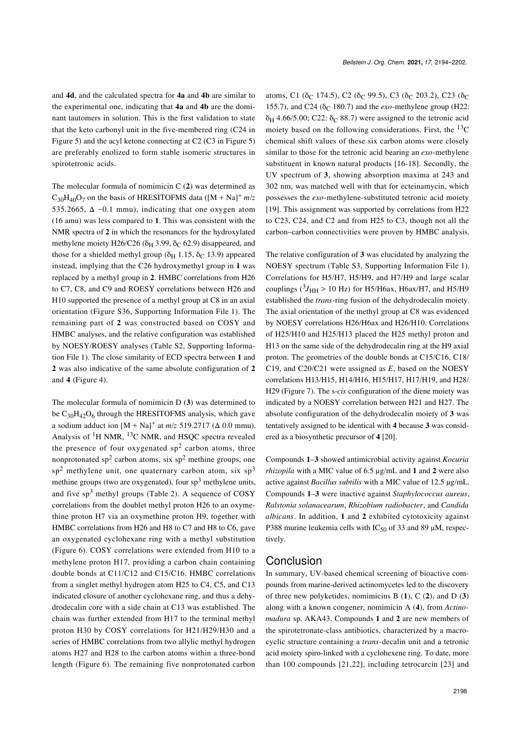and **4d**, and the calculated spectra for **4a** and **4b** are similar to the experimental one, indicating that **4a** and **4b** are the dominant tautomers in solution. This is the first validation to state that the keto carbonyl unit in the five-membered ring (C24 in Figure 5) and the acyl ketone connecting at C2 (C3 in Figure 5) are preferably enolized to form stable isomeric structures in spirotetronic acids.

The molecular formula of nomimicin C (**2**) was determined as $C_{30}H_{40}O_7$ on the basis of HRESITOFMS data ($[M + Na]^+$ $m/z$ 535.2665, $\Delta$ −0.1 mmu), indicating that one oxygen atom (16 amu) was less compared to **1**. This was consistent with the NMR spectra of **2** in which the resonances for the hydroxylated methylene moiety H26/C26 ($\delta_H$ 3.99, $\delta_C$ 62.9) disappeared, and those for a shielded methyl group ($\delta_H$ 1.15, $\delta_C$ 13.9) appeared instead, implying that the C26 hydroxymethyl group in **1** was replaced by a methyl group in **2**. HMBC correlations from H26 to C7, C8, and C9 and ROESY correlations between H26 and H10 supported the presence of a methyl group at C8 in an axial orientation (Figure S36, Supporting Information File 1). The remaining part of **2** was constructed based on COSY and HMBC analyses, and the relative configuration was established by NOESY/ROESY analyses (Table S2, Supporting Information File 1). The close similarity of ECD spectra between **1** and **2** was also indicative of the same absolute configuration of **2** and **4** (Figure 4).

The molecular formula of nomimicin D (**3**) was determined to be $C_{30}H_{42}O_6$ through the HRESITOFMS analysis, which gave a sodium adduct ion $[M + Na]^+$ at $m/z$ 519.2717 ($\Delta$ 0.0 mmu). Analysis of $^1$H NMR, $^{13}$C NMR, and HSQC spectra revealed the presence of four oxygenated sp$^2$ carbon atoms, three nonprotonated sp$^2$ carbon atoms, six sp$^2$ methine groups, one sp$^2$ methylene unit, one quaternary carbon atom, six sp$^3$ methine groups (two are oxygenated), four sp$^3$ methylene units, and five sp$^3$ methyl groups (Table 2). A sequence of COSY correlations from the doublet methyl proton H26 to an oxymethine proton H7 via an oxymethine proton H9, together with HMBC correlations from H26 and H8 to C7 and H8 to C6, gave an oxygenated cyclohexane ring with a methyl substitution (Figure 6). COSY correlations were extended from H10 to a methylene proton H17, providing a carbon chain containing double bonds at C11/C12 and C15/C16. HMBC correlations from a singlet methyl hydrogen atom H25 to C4, C5, and C13 indicated closure of another cyclohexane ring, and thus a dehydrodecalin core with a side chain at C13 was established. The chain was further extended from H17 to the terminal methyl proton H30 by COSY correlations for H21/H29/H30 and a series of HMBC correlations from two allylic methyl hydrogen atoms H27 and H28 to the carbon atoms within a three-bond length (Figure 6). The remaining five nonprotonated carbon atoms, C1 ($\delta_C$ 174.5), C2 ($\delta_C$ 99.5), C3 ($\delta_C$ 203.2), C23 ($\delta_C$ 155.7), and C24 ($\delta_C$ 180.7) and the *exo*-methylene group (H22: $\delta_H$ 4.66/5.00; C22: $\delta_C$ 88.7) were assigned to the tetronic acid moiety based on the following considerations. First, the $^{13}$C chemical shift values of these six carbon atoms were closely similar to those for the tetronic acid bearing an *exo*-methylene substituent in known natural products [16-18]. Secondly, the UV spectrum of **3**, showing absorption maxima at 243 and 302 nm, was matched well with that for ecteinamycin, which possesses the *exo*-methylene-substituted tetronic acid moiety [19]. This assignment was supported by correlations from H22 to C23, C24, and C2 and from H25 to C3, though not all the carbon–carbon connectivities were proven by HMBC analysis.

The relative configuration of **3** was elucidated by analyzing the NOESY spectrum (Table S3, Supporting Information File 1). Correlations for H5/H7, H5/H9, and H7/H9 and large scalar couplings ($^3J_{HH}$ > 10 Hz) for H5/H6ax, H6ax/H7, and H5/H9 established the *trans*-ring fusion of the dehydrodecalin moiety. The axial orientation of the methyl group at C8 was evidenced by NOESY correlations H26/H6ax and H26/H10. Correlations of H25/H10 and H25/H13 placed the H25 methyl proton and H13 on the same side of the dehydrodecalin ring at the H9 axial proton. The geometries of the double bonds at C15/C16, C18/C19, and C20/C21 were assigned as *E*, based on the NOESY correlations H13/H15, H14/H16, H15/H17, H17/H19, and H28/H29 (Figure 7). The s-*cis* configuration of the diene moiety was indicated by a NOESY correlation between H21 and H27. The absolute configuration of the dehydrodecalin moiety of **3** was tentatively assigned to be identical with **4** because **3** was considered as a biosynthetic precursor of **4** [20].

Compounds **1**–**3** showed antimicrobial activity against *Kocuria rhizopila* with a MIC value of 6.5 µg/mL and **1** and **2** were also active against *Bacillus subtilis* with a MIC value of 12.5 µg/mL. Compounds **1**–**3** were inactive against *Staphylococcus aureus*, *Ralstonia solanacearum*, *Rhizobium radiobacter*, and *Candida albicans*. In addition, **1** and **2** exhibited cytotoxicity against P388 murine leukemia cells with $IC_{50}$ of 33 and 89 µM, respectively.

## Conclusion

In summary, UV-based chemical screening of bioactive compounds from marine-derived actinomycetes led to the discovery of three new polyketides, nomimicins B (**1**), C (**2**), and D (**3**) along with a known congener, nomimicin A (**4**), from *Actinomadura* sp. AKA43. Compounds **1** and **2** are new members of the spirotetronate-class antibiotics, characterized by a macrocyclic structure containing a *trans*-decalin unit and a tetronic acid moiety spiro-linked with a cyclohexene ring. To date, more than 100 compounds [21,22], including tetrocarcin [23] and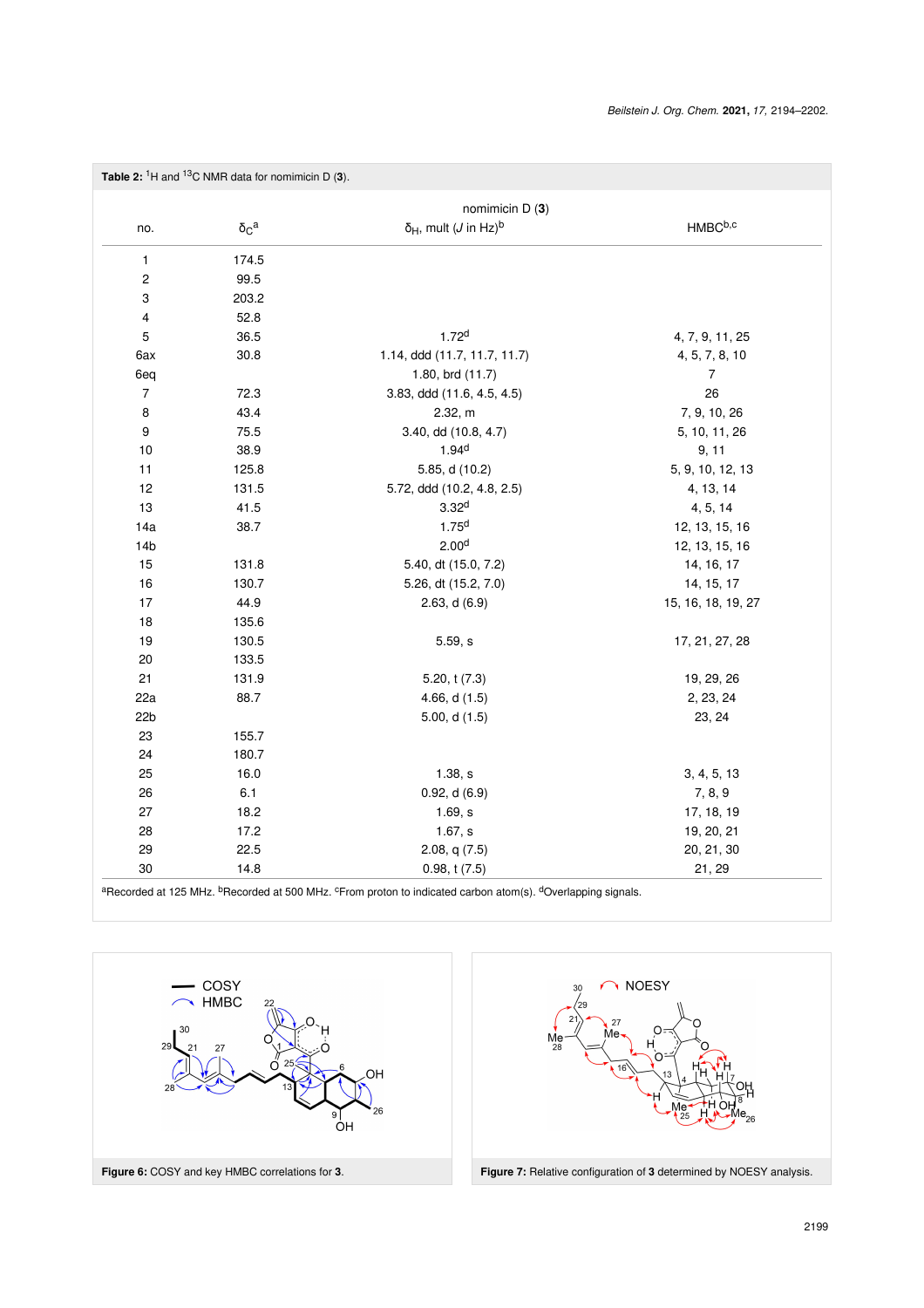**Table 2:** $^{1}H$ and $^{13}C$ NMR data for nomimicin D (**3**).

| no. | $\delta_C$[a] | nomimicin D (**3**) $\delta_H$, mult ($J$ in Hz)[b] | HMBC[b,c] |
|---|---|---|---|
| 1 | 174.5 | | |
| 2 | 99.5 | | |
| 3 | 203.2 | | |
| 4 | 52.8 | | |
| 5 | 36.5 | 1.72[d] | 4, 7, 9, 11, 25 |
| 6ax | 30.8 | 1.14, ddd (11.7, 11.7, 11.7) | 4, 5, 7, 8, 10 |
| 6eq | | 1.80, brd (11.7) | 7 |
| 7 | 72.3 | 3.83, ddd (11.6, 4.5, 4.5) | 26 |
| 8 | 43.4 | 2.32, m | 7, 9, 10, 26 |
| 9 | 75.5 | 3.40, dd (10.8, 4.7) | 5, 10, 11, 26 |
| 10 | 38.9 | 1.94[d] | 9, 11 |
| 11 | 125.8 | 5.85, d (10.2) | 5, 9, 10, 12, 13 |
| 12 | 131.5 | 5.72, ddd (10.2, 4.8, 2.5) | 4, 13, 14 |
| 13 | 41.5 | 3.32[d] | 4, 5, 14 |
| 14a | 38.7 | 1.75[d] | 12, 13, 15, 16 |
| 14b | | 2.00[d] | 12, 13, 15, 16 |
| 15 | 131.8 | 5.40, dt (15.0, 7.2) | 14, 16, 17 |
| 16 | 130.7 | 5.26, dt (15.2, 7.0) | 14, 15, 17 |
| 17 | 44.9 | 2.63, d (6.9) | 15, 16, 18, 19, 27 |
| 18 | 135.6 | | |
| 19 | 130.5 | 5.59, s | 17, 21, 27, 28 |
| 20 | 133.5 | | |
| 21 | 131.9 | 5.20, t (7.3) | 19, 29, 26 |
| 22a | 88.7 | 4.66, d (1.5) | 2, 23, 24 |
| 22b | | 5.00, d (1.5) | 23, 24 |
| 23 | 155.7 | | |
| 24 | 180.7 | | |
| 25 | 16.0 | 1.38, s | 3, 4, 5, 13 |
| 26 | 6.1 | 0.92, d (6.9) | 7, 8, 9 |
| 27 | 18.2 | 1.69, s | 17, 18, 19 |
| 28 | 17.2 | 1.67, s | 19, 20, 21 |
| 29 | 22.5 | 2.08, q (7.5) | 20, 21, 30 |
| 30 | 14.8 | 0.98, t (7.5) | 21, 29 |

[a]Recorded at 125 MHz. [b]Recorded at 500 MHz. [c]From proton to indicated carbon atom(s). [d]Overlapping signals.

**Figure 6:** COSY and key HMBC correlations for **3**.

**Figure 7:** Relative configuration of **3** determined by NOESY analysis.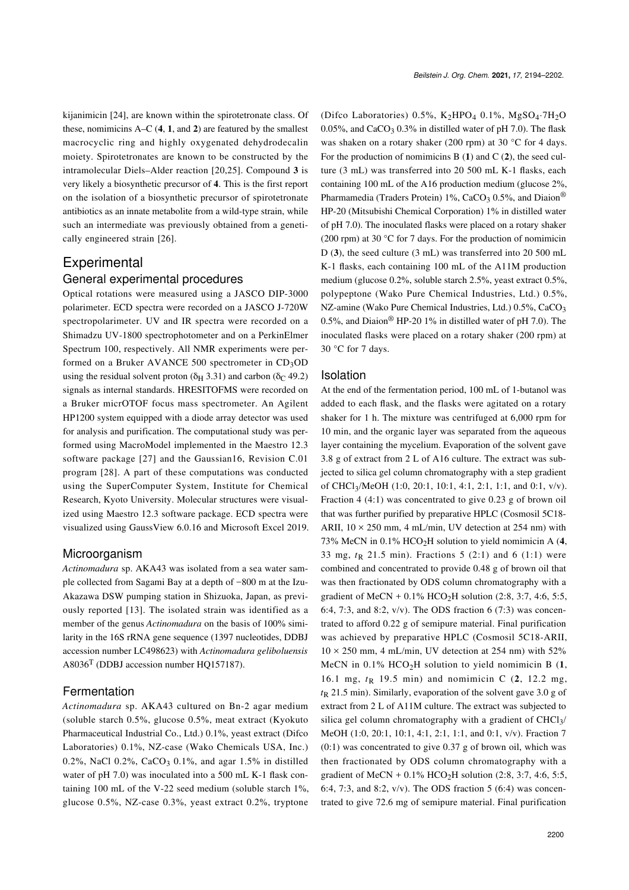kijanimicin [24], are known within the spirotetronate class. Of these, nomimicins A–C (**4**, **1**, and **2**) are featured by the smallest macrocyclic ring and highly oxygenated dehydrodecalin moiety. Spirotetronates are known to be constructed by the intramolecular Diels–Alder reaction [20,25]. Compound **3** is very likely a biosynthetic precursor of **4**. This is the first report on the isolation of a biosynthetic precursor of spirotetronate antibiotics as an innate metabolite from a wild-type strain, while such an intermediate was previously obtained from a genetically engineered strain [26].

# Experimental

## General experimental procedures

Optical rotations were measured using a JASCO DIP-3000 polarimeter. ECD spectra were recorded on a JASCO J-720W spectropolarimeter. UV and IR spectra were recorded on a Shimadzu UV-1800 spectrophotometer and on a PerkinElmer Spectrum 100, respectively. All NMR experiments were performed on a Bruker AVANCE 500 spectrometer in $CD_3OD$ using the residual solvent proton ($\delta_H$ 3.31) and carbon ($\delta_C$ 49.2) signals as internal standards. HRESITOFMS were recorded on a Bruker micrOTOF focus mass spectrometer. An Agilent HP1200 system equipped with a diode array detector was used for analysis and purification. The computational study was performed using MacroModel implemented in the Maestro 12.3 software package [27] and the Gaussian16, Revision C.01 program [28]. A part of these computations was conducted using the SuperComputer System, Institute for Chemical Research, Kyoto University. Molecular structures were visualized using Maestro 12.3 software package. ECD spectra were visualized using GaussView 6.0.16 and Microsoft Excel 2019.

## Microorganism

*Actinomadura* sp. AKA43 was isolated from a sea water sample collected from Sagami Bay at a depth of −800 m at the Izu-Akazawa DSW pumping station in Shizuoka, Japan, as previously reported [13]. The isolated strain was identified as a member of the genus *Actinomadura* on the basis of 100% similarity in the 16S rRNA gene sequence (1397 nucleotides, DDBJ accession number LC498623) with *Actinomadura geliboluensis* A8036$^T$ (DDBJ accession number HQ157187).

## Fermentation

*Actinomadura* sp. AKA43 cultured on Bn-2 agar medium (soluble starch 0.5%, glucose 0.5%, meat extract (Kyokuto Pharmaceutical Industrial Co., Ltd.) 0.1%, yeast extract (Difco Laboratories) 0.1%, NZ-case (Wako Chemicals USA, Inc.) 0.2%, NaCl 0.2%, $CaCO_3$ 0.1%, and agar 1.5% in distilled water of pH 7.0) was inoculated into a 500 mL K-1 flask containing 100 mL of the V-22 seed medium (soluble starch 1%, glucose 0.5%, NZ-case 0.3%, yeast extract 0.2%, tryptone (Difco Laboratories) 0.5%, $K_2HPO_4$ 0.1%, $MgSO_4{\cdot}7H_2O$ 0.05%, and $CaCO_3$ 0.3% in distilled water of pH 7.0). The flask was shaken on a rotary shaker (200 rpm) at 30 °C for 4 days. For the production of nomimicins B (**1**) and C (**2**), the seed culture (3 mL) was transferred into 20 500 mL K-1 flasks, each containing 100 mL of the A16 production medium (glucose 2%, Pharmamedia (Traders Protein) 1%, $CaCO_3$ 0.5%, and Diaion® HP-20 (Mitsubishi Chemical Corporation) 1% in distilled water of pH 7.0). The inoculated flasks were placed on a rotary shaker (200 rpm) at 30 °C for 7 days. For the production of nomimicin D (**3**), the seed culture (3 mL) was transferred into 20 500 mL K-1 flasks, each containing 100 mL of the A11M production medium (glucose 0.2%, soluble starch 2.5%, yeast extract 0.5%, polypeptone (Wako Pure Chemical Industries, Ltd.) 0.5%, NZ-amine (Wako Pure Chemical Industries, Ltd.) 0.5%, $CaCO_3$ 0.5%, and Diaion® HP-20 1% in distilled water of pH 7.0). The inoculated flasks were placed on a rotary shaker (200 rpm) at 30 °C for 7 days.

## Isolation

At the end of the fermentation period, 100 mL of 1-butanol was added to each flask, and the flasks were agitated on a rotary shaker for 1 h. The mixture was centrifuged at 6,000 rpm for 10 min, and the organic layer was separated from the aqueous layer containing the mycelium. Evaporation of the solvent gave 3.8 g of extract from 2 L of A16 culture. The extract was subjected to silica gel column chromatography with a step gradient of $CHCl_3$/MeOH (1:0, 20:1, 10:1, 4:1, 2:1, 1:1, and 0:1, v/v). Fraction 4 (4:1) was concentrated to give 0.23 g of brown oil that was further purified by preparative HPLC (Cosmosil 5C18-ARII, 10 × 250 mm, 4 mL/min, UV detection at 254 nm) with 73% MeCN in 0.1% $HCO_2H$ solution to yield nomimicin A (**4**, 33 mg, $t_R$ 21.5 min). Fractions 5 (2:1) and 6 (1:1) were combined and concentrated to provide 0.48 g of brown oil that was then fractionated by ODS column chromatography with a gradient of MeCN + 0.1% $HCO_2H$ solution (2:8, 3:7, 4:6, 5:5, 6:4, 7:3, and 8:2, v/v). The ODS fraction 6 (7:3) was concentrated to afford 0.22 g of semipure material. Final purification was achieved by preparative HPLC (Cosmosil 5C18-ARII, 10 × 250 mm, 4 mL/min, UV detection at 254 nm) with 52% MeCN in 0.1% $HCO_2H$ solution to yield nomimicin B (**1**, 16.1 mg, $t_R$ 19.5 min) and nomimicin C (**2**, 12.2 mg, $t_R$ 21.5 min). Similarly, evaporation of the solvent gave 3.0 g of extract from 2 L of A11M culture. The extract was subjected to silica gel column chromatography with a gradient of $CHCl_3$/MeOH (1:0, 20:1, 10:1, 4:1, 2:1, 1:1, and 0:1, v/v). Fraction 7 (0:1) was concentrated to give 0.37 g of brown oil, which was then fractionated by ODS column chromatography with a gradient of MeCN + 0.1% $HCO_2H$ solution (2:8, 3:7, 4:6, 5:5, 6:4, 7:3, and 8:2, v/v). The ODS fraction 5 (6:4) was concentrated to give 72.6 mg of semipure material. Final purification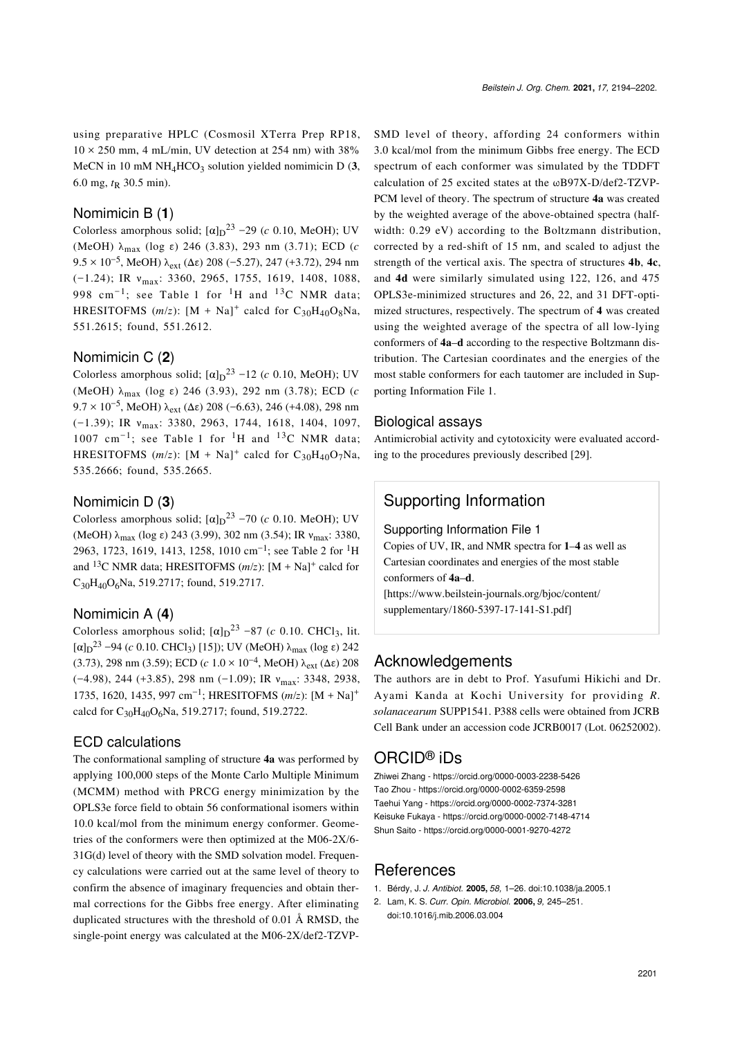using preparative HPLC (Cosmosil XTerra Prep RP18, 10 × 250 mm, 4 mL/min, UV detection at 254 nm) with 38% MeCN in 10 mM $NH_4HCO_3$ solution yielded nomimicin D (**3**, 6.0 mg, $t_R$ 30.5 min).

### Nomimicin B (1)

Colorless amorphous solid; $[\alpha]_D^{23}$ −29 (*c* 0.10, MeOH); UV (MeOH) $\lambda_{max}$ (log ε) 246 (3.83), 293 nm (3.71); ECD (*c* $9.5 \times 10^{-5}$, MeOH) $\lambda_{ext}$ (Δε) 208 (−5.27), 247 (+3.72), 294 nm (−1.24); IR $\nu_{max}$: 3360, 2965, 1755, 1619, 1408, 1088, 998 $cm^{-1}$; see Table 1 for $^1H$ and $^{13}C$ NMR data; HRESITOFMS (*m*/*z*): $[M + Na]^+$ calcd for $C_{30}H_{40}O_8Na$, 551.2615; found, 551.2612.

### Nomimicin C (2)

Colorless amorphous solid; $[\alpha]_D^{23}$ −12 (*c* 0.10, MeOH); UV (MeOH) $\lambda_{max}$ (log ε) 246 (3.93), 292 nm (3.78); ECD (*c* $9.7 \times 10^{-5}$, MeOH) $\lambda_{ext}$ (Δε) 208 (−6.63), 246 (+4.08), 298 nm (−1.39); IR $\nu_{max}$: 3380, 2963, 1744, 1618, 1404, 1097, 1007 $cm^{-1}$; see Table 1 for $^1H$ and $^{13}C$ NMR data; HRESITOFMS (*m*/*z*): $[M + Na]^+$ calcd for $C_{30}H_{40}O_7Na$, 535.2666; found, 535.2665.

### Nomimicin D (3)

Colorless amorphous solid; $[\alpha]_D^{23}$ −70 (*c* 0.10. MeOH); UV (MeOH) $\lambda_{max}$ (log ε) 243 (3.99), 302 nm (3.54); IR $\nu_{max}$: 3380, 2963, 1723, 1619, 1413, 1258, 1010 $cm^{-1}$; see Table 2 for $^1H$ and $^{13}C$ NMR data; HRESITOFMS (*m*/*z*): $[M + Na]^+$ calcd for $C_{30}H_{40}O_6Na$, 519.2717; found, 519.2717.

### Nomimicin A (4)

Colorless amorphous solid; $[\alpha]_D^{23}$ −87 (*c* 0.10. $CHCl_3$, lit. $[\alpha]_D^{23}$ −94 (*c* 0.10. $CHCl_3$) [15]); UV (MeOH) $\lambda_{max}$ (log ε) 242 (3.73), 298 nm (3.59); ECD (*c* $1.0 \times 10^{-4}$, MeOH) $\lambda_{ext}$ (Δε) 208 (−4.98), 244 (+3.85), 298 nm (−1.09); IR $\nu_{max}$: 3348, 2938, 1735, 1620, 1435, 997 $cm^{-1}$; HRESITOFMS (*m*/*z*): $[M + Na]^+$ calcd for $C_{30}H_{40}O_6Na$, 519.2717; found, 519.2722.

### ECD calculations

The conformational sampling of structure **4a** was performed by applying 100,000 steps of the Monte Carlo Multiple Minimum (MCMM) method with PRCG energy minimization by the OPLS3e force field to obtain 56 conformational isomers within 10.0 kcal/mol from the minimum energy conformer. Geometries of the conformers were then optimized at the M06-2X/6-31G(d) level of theory with the SMD solvation model. Frequency calculations were carried out at the same level of theory to confirm the absence of imaginary frequencies and obtain thermal corrections for the Gibbs free energy. After eliminating duplicated structures with the threshold of 0.01 Å RMSD, the single-point energy was calculated at the M06-2X/def2-TZVP-SMD level of theory, affording 24 conformers within 3.0 kcal/mol from the minimum Gibbs free energy. The ECD spectrum of each conformer was simulated by the TDDFT calculation of 25 excited states at the ωB97X-D/def2-TZVP-PCM level of theory. The spectrum of structure **4a** was created by the weighted average of the above-obtained spectra (half-width: 0.29 eV) according to the Boltzmann distribution, corrected by a red-shift of 15 nm, and scaled to adjust the strength of the vertical axis. The spectra of structures **4b**, **4c**, and **4d** were similarly simulated using 122, 126, and 475 OPLS3e-minimized structures and 26, 22, and 31 DFT-optimized structures, respectively. The spectrum of **4** was created using the weighted average of the spectra of all low-lying conformers of **4a–d** according to the respective Boltzmann distribution. The Cartesian coordinates and the energies of the most stable conformers for each tautomer are included in Supporting Information File 1.

### Biological assays

Antimicrobial activity and cytotoxicity were evaluated according to the procedures previously described [29].

## Supporting Information

Supporting Information File 1

Copies of UV, IR, and NMR spectra for **1–4** as well as Cartesian coordinates and energies of the most stable conformers of **4a–d**.

[https://www.beilstein-journals.org/bjoc/content/supplementary/1860-5397-17-141-S1.pdf]

## Acknowledgements

The authors are in debt to Prof. Yasufumi Hikichi and Dr. Ayami Kanda at Kochi University for providing *R. solanacearum* SUPP1541. P388 cells were obtained from JCRB Cell Bank under an accession code JCRB0017 (Lot. 06252002).

## ORCID® iDs

Zhiwei Zhang - https://orcid.org/0000-0003-2238-5426
Tao Zhou - https://orcid.org/0000-0002-6359-2598
Taehui Yang - https://orcid.org/0000-0002-7374-3281
Keisuke Fukaya - https://orcid.org/0000-0002-7148-4714
Shun Saito - https://orcid.org/0000-0001-9270-4272

## References

1. Bérdy, J. *J. Antibiot.* **2005,** *58,* 1–26. doi:10.1038/ja.2005.1
2. Lam, K. S. *Curr. Opin. Microbiol.* **2006,** *9,* 245–251. doi:10.1016/j.mib.2006.03.004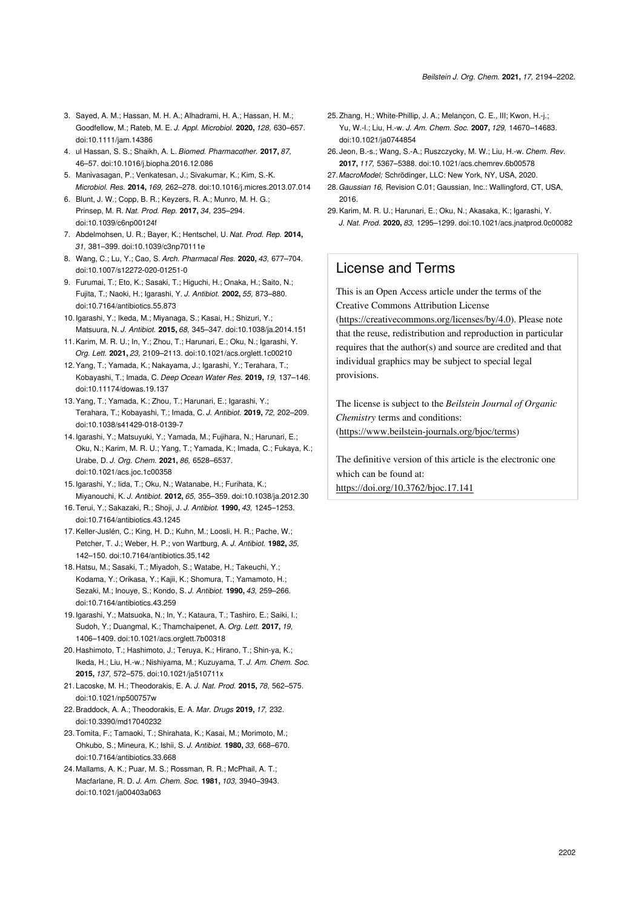3. Sayed, A. M.; Hassan, M. H. A.; Alhadrami, H. A.; Hassan, H. M.; Goodfellow, M.; Rateb, M. E. *J. Appl. Microbiol.* **2020,** *128,* 630–657. doi:10.1111/jam.14386
4. ul Hassan, S. S.; Shaikh, A. L. *Biomed. Pharmacother.* **2017,** *87,* 46–57. doi:10.1016/j.biopha.2016.12.086
5. Manivasagan, P.; Venkatesan, J.; Sivakumar, K.; Kim, S.-K. *Microbiol. Res.* **2014,** *169,* 262–278. doi:10.1016/j.micres.2013.07.014
6. Blunt, J. W.; Copp, B. R.; Keyzers, R. A.; Munro, M. H. G.; Prinsep, M. R. *Nat. Prod. Rep.* **2017,** *34,* 235–294. doi:10.1039/c6np00124f
7. Abdelmohsen, U. R.; Bayer, K.; Hentschel, U. *Nat. Prod. Rep.* **2014,** *31,* 381–399. doi:10.1039/c3np70111e
8. Wang, C.; Lu, Y.; Cao, S. *Arch. Pharmacal Res.* **2020,** *43,* 677–704. doi:10.1007/s12272-020-01251-0
9. Furumai, T.; Eto, K.; Sasaki, T.; Higuchi, H.; Onaka, H.; Saito, N.; Fujita, T.; Naoki, H.; Igarashi, Y. *J. Antibiot.* **2002,** *55,* 873–880. doi:10.7164/antibiotics.55.873
10. Igarashi, Y.; Ikeda, M.; Miyanaga, S.; Kasai, H.; Shizuri, Y.; Matsuura, N. *J. Antibiot.* **2015,** *68,* 345–347. doi:10.1038/ja.2014.151
11. Karim, M. R. U.; In, Y.; Zhou, T.; Harunari, E.; Oku, N.; Igarashi, Y. *Org. Lett.* **2021,** *23,* 2109–2113. doi:10.1021/acs.orglett.1c00210
12. Yang, T.; Yamada, K.; Nakayama, J.; Igarashi, Y.; Terahara, T.; Kobayashi, T.; Imada, C. *Deep Ocean Water Res.* **2019,** *19,* 137–146. doi:10.11174/dowas.19.137
13. Yang, T.; Yamada, K.; Zhou, T.; Harunari, E.; Igarashi, Y.; Terahara, T.; Kobayashi, T.; Imada, C. *J. Antibiot.* **2019,** *72,* 202–209. doi:10.1038/s41429-018-0139-7
14. Igarashi, Y.; Matsuyuki, Y.; Yamada, M.; Fujihara, N.; Harunari, E.; Oku, N.; Karim, M. R. U.; Yang, T.; Yamada, K.; Imada, C.; Fukaya, K.; Urabe, D. *J. Org. Chem.* **2021,** *86,* 6528–6537. doi:10.1021/acs.joc.1c00358
15. Igarashi, Y.; Iida, T.; Oku, N.; Watanabe, H.; Furihata, K.; Miyanouchi, K. *J. Antibiot.* **2012,** *65,* 355–359. doi:10.1038/ja.2012.30
16. Terui, Y.; Sakazaki, R.; Shoji, J. *J. Antibiot.* **1990,** *43,* 1245–1253. doi:10.7164/antibiotics.43.1245
17. Keller-Juslén, C.; King, H. D.; Kuhn, M.; Loosli, H. R.; Pache, W.; Petcher, T. J.; Weber, H. P.; von Wartburg, A. *J. Antibiot.* **1982,** *35,* 142–150. doi:10.7164/antibiotics.35.142
18. Hatsu, M.; Sasaki, T.; Miyadoh, S.; Watabe, H.; Takeuchi, Y.; Kodama, Y.; Orikasa, Y.; Kajii, K.; Shomura, T.; Yamamoto, H.; Sezaki, M.; Inouye, S.; Kondo, S. *J. Antibiot.* **1990,** *43,* 259–266. doi:10.7164/antibiotics.43.259
19. Igarashi, Y.; Matsuoka, N.; In, Y.; Kataura, T.; Tashiro, E.; Saiki, I.; Sudoh, Y.; Duangmal, K.; Thamchaipenet, A. *Org. Lett.* **2017,** *19,* 1406–1409. doi:10.1021/acs.orglett.7b00318
20. Hashimoto, T.; Hashimoto, J.; Teruya, K.; Hirano, T.; Shin-ya, K.; Ikeda, H.; Liu, H.-w.; Nishiyama, M.; Kuzuyama, T. *J. Am. Chem. Soc.* **2015,** *137,* 572–575. doi:10.1021/ja510711x
21. Lacoske, M. H.; Theodorakis, E. A. *J. Nat. Prod.* **2015,** *78,* 562–575. doi:10.1021/np500757w
22. Braddock, A. A.; Theodorakis, E. A. *Mar. Drugs* **2019,** *17,* 232. doi:10.3390/md17040232
23. Tomita, F.; Tamaoki, T.; Shirahata, K.; Kasai, M.; Morimoto, M.; Ohkubo, S.; Mineura, K.; Ishii, S. *J. Antibiot.* **1980,** *33,* 668–670. doi:10.7164/antibiotics.33.668
24. Mallams, A. K.; Puar, M. S.; Rossman, R. R.; McPhail, A. T.; Macfarlane, R. D. *J. Am. Chem. Soc.* **1981,** *103,* 3940–3943. doi:10.1021/ja00403a063
25. Zhang, H.; White-Phillip, J. A.; Melançon, C. E., III; Kwon, H.-j.; Yu, W.-l.; Liu, H.-w. *J. Am. Chem. Soc.* **2007,** *129,* 14670–14683. doi:10.1021/ja0744854
26. Jeon, B.-s.; Wang, S.-A.; Ruszczycky, M. W.; Liu, H.-w. *Chem. Rev.* **2017,** *117,* 5367–5388. doi:10.1021/acs.chemrev.6b00578
27. *MacroModel;* Schrödinger, LLC: New York, NY, USA, 2020.
28. *Gaussian 16,* Revision C.01; Gaussian, Inc.: Wallingford, CT, USA, 2016.
29. Karim, M. R. U.; Harunari, E.; Oku, N.; Akasaka, K.; Igarashi, Y. *J. Nat. Prod.* **2020,** *83,* 1295–1299. doi:10.1021/acs.jnatprod.0c00082

## License and Terms

This is an Open Access article under the terms of the Creative Commons Attribution License (https://creativecommons.org/licenses/by/4.0). Please note that the reuse, redistribution and reproduction in particular requires that the author(s) and source are credited and that individual graphics may be subject to special legal provisions.

The license is subject to the *Beilstein Journal of Organic Chemistry* terms and conditions: (https://www.beilstein-journals.org/bjoc/terms)

The definitive version of this article is the electronic one which can be found at:
https://doi.org/10.3762/bjoc.17.141